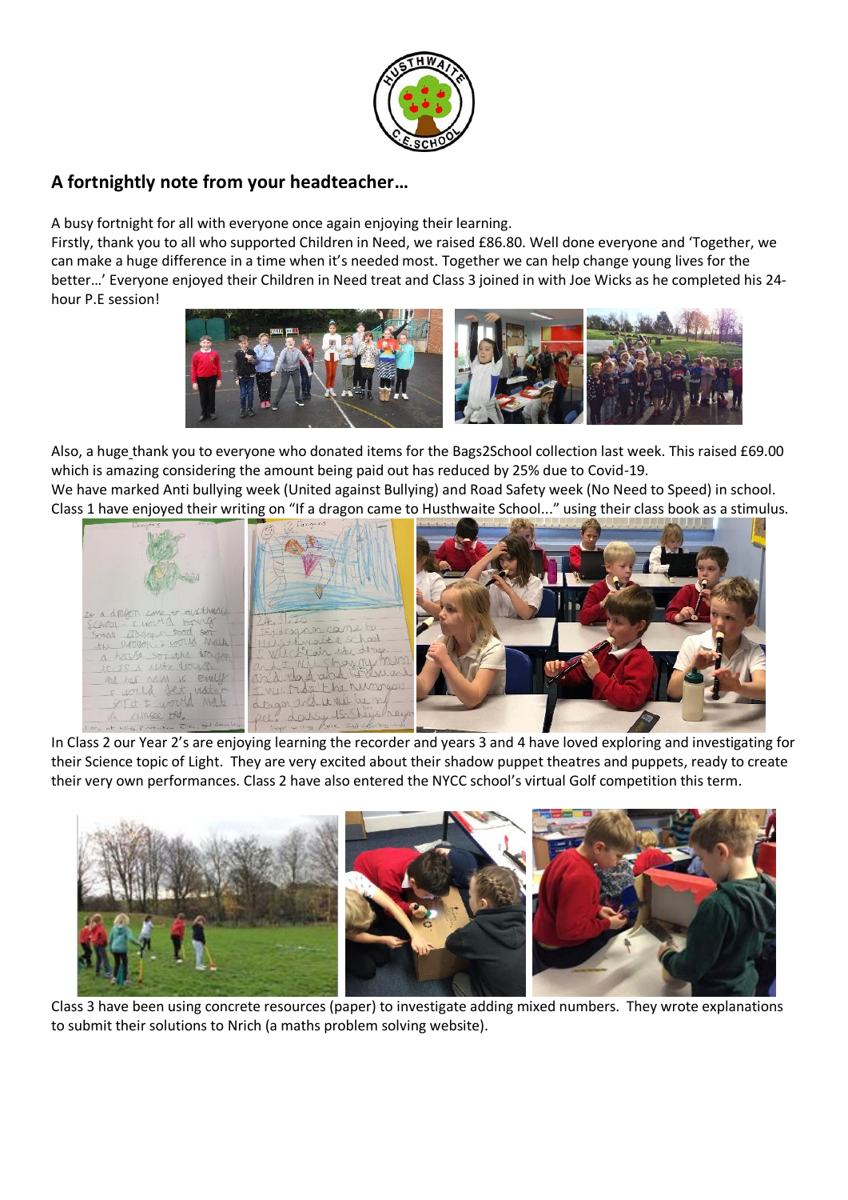## A fortnightly note from your headteacher…

A busy fortnight for all with everyone once again enjoying their learning.
Firstly, thank you to all who supported Children in Need, we raised £86.80. Well done everyone and 'Together, we can make a huge difference in a time when it's needed most. Together we can help change young lives for the better…' Everyone enjoyed their Children in Need treat and Class 3 joined in with Joe Wicks as he completed his 24-hour P.E session!

Also, a huge thank you to everyone who donated items for the Bags2School collection last week. This raised £69.00 which is amazing considering the amount being paid out has reduced by 25% due to Covid-19.
We have marked Anti bullying week (United against Bullying) and Road Safety week (No Need to Speed) in school.
Class 1 have enjoyed their writing on "If a dragon came to Husthwaite School..." using their class book as a stimulus.

In Class 2 our Year 2's are enjoying learning the recorder and years 3 and 4 have loved exploring and investigating for their Science topic of Light. They are very excited about their shadow puppet theatres and puppets, ready to create their very own performances. Class 2 have also entered the NYCC school's virtual Golf competition this term.

Class 3 have been using concrete resources (paper) to investigate adding mixed numbers. They wrote explanations to submit their solutions to Nrich (a maths problem solving website).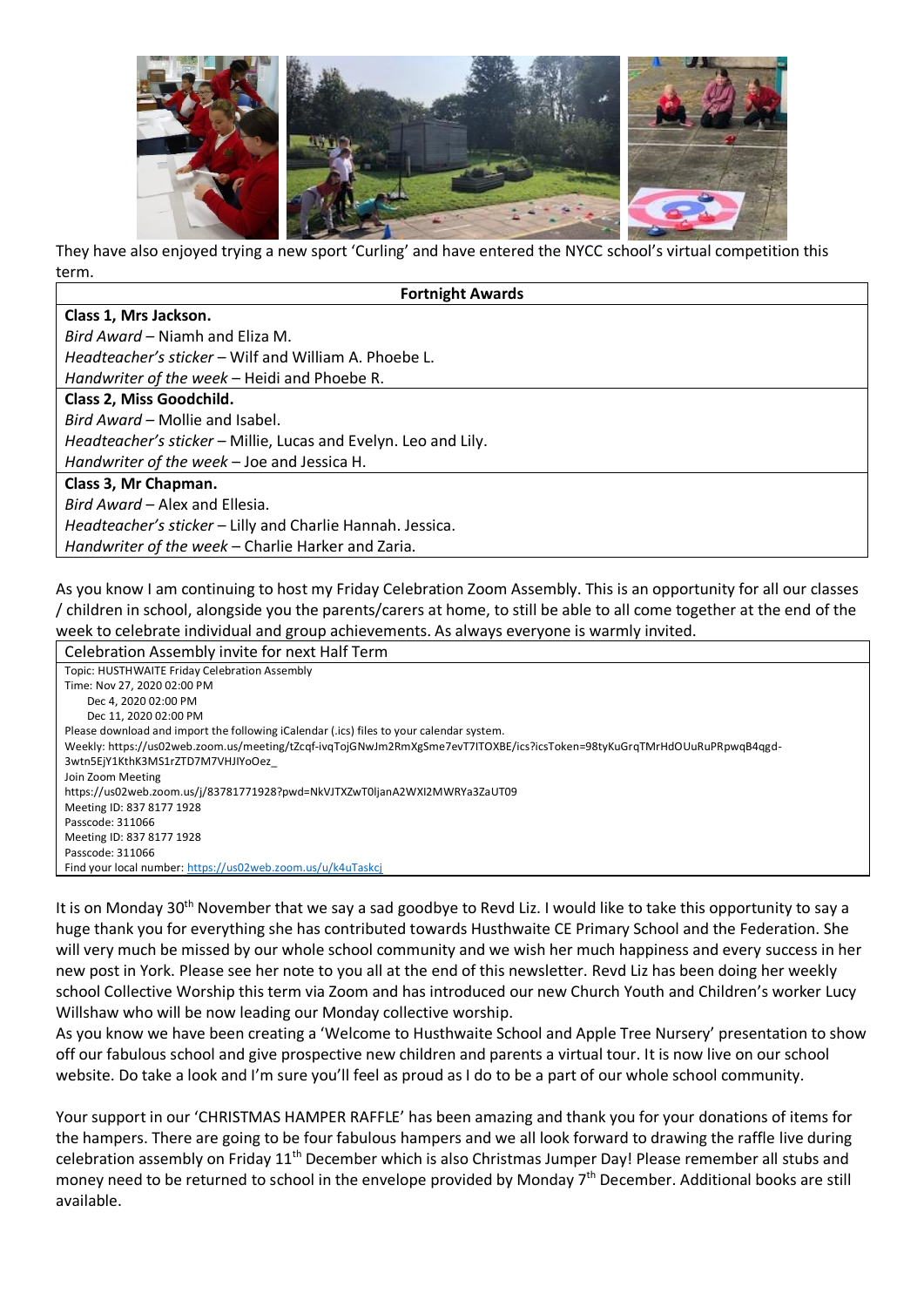They have also enjoyed trying a new sport 'Curling' and have entered the NYCC school's virtual competition this term.

| Fortnight Awards |
| --- |
| **Class 1, Mrs Jackson.** |
| *Bird Award* – Niamh and Eliza M. |
| *Headteacher's sticker* – Wilf and William A. Phoebe L. |
| *Handwriter of the week* – Heidi and Phoebe R. |
| **Class 2, Miss Goodchild.** |
| *Bird Award* – Mollie and Isabel. |
| *Headteacher's sticker* – Millie, Lucas and Evelyn. Leo and Lily. |
| *Handwriter of the week* – Joe and Jessica H. |
| **Class 3, Mr Chapman.** |
| *Bird Award* – Alex and Ellesia. |
| *Headteacher's sticker* – Lilly and Charlie Hannah. Jessica. |
| *Handwriter of the week* – Charlie Harker and Zaria. |

As you know I am continuing to host my Friday Celebration Zoom Assembly. This is an opportunity for all our classes / children in school, alongside you the parents/carers at home, to still be able to all come together at the end of the week to celebrate individual and group achievements. As always everyone is warmly invited.

| Celebration Assembly invite for next Half Term |
| --- |
| Topic: HUSTHWAITE Friday Celebration Assembly<br>Time: Nov 27, 2020 02:00 PM<br>Dec 4, 2020 02:00 PM<br>Dec 11, 2020 02:00 PM<br>Please download and import the following iCalendar (.ics) files to your calendar system.<br>Weekly: https://us02web.zoom.us/meeting/tZcqf-ivqTojGNwJm2RmXgSme7evT7ITOXBE/ics?icsToken=98tyKuGrqTMrHdOUuRuPRpwqB4qgd-3wtn5EjY1KthK3MS1rZTD7M7VHJIYoOez_<br>Join Zoom Meeting<br>https://us02web.zoom.us/j/83781771928?pwd=NkVJTXZwT0ljanA2WXI2MWRYa3ZaUT09<br>Meeting ID: 837 8177 1928<br>Passcode: 311066<br>Meeting ID: 837 8177 1928<br>Passcode: 311066<br>Find your local number: https://us02web.zoom.us/u/k4uTaskcj |

It is on Monday 30th November that we say a sad goodbye to Revd Liz. I would like to take this opportunity to say a huge thank you for everything she has contributed towards Husthwaite CE Primary School and the Federation. She will very much be missed by our whole school community and we wish her much happiness and every success in her new post in York. Please see her note to you all at the end of this newsletter. Revd Liz has been doing her weekly school Collective Worship this term via Zoom and has introduced our new Church Youth and Children's worker Lucy Willshaw who will be now leading our Monday collective worship.

As you know we have been creating a 'Welcome to Husthwaite School and Apple Tree Nursery' presentation to show off our fabulous school and give prospective new children and parents a virtual tour. It is now live on our school website. Do take a look and I'm sure you'll feel as proud as I do to be a part of our whole school community.

Your support in our 'CHRISTMAS HAMPER RAFFLE' has been amazing and thank you for your donations of items for the hampers. There are going to be four fabulous hampers and we all look forward to drawing the raffle live during celebration assembly on Friday 11th December which is also Christmas Jumper Day! Please remember all stubs and money need to be returned to school in the envelope provided by Monday 7th December. Additional books are still available.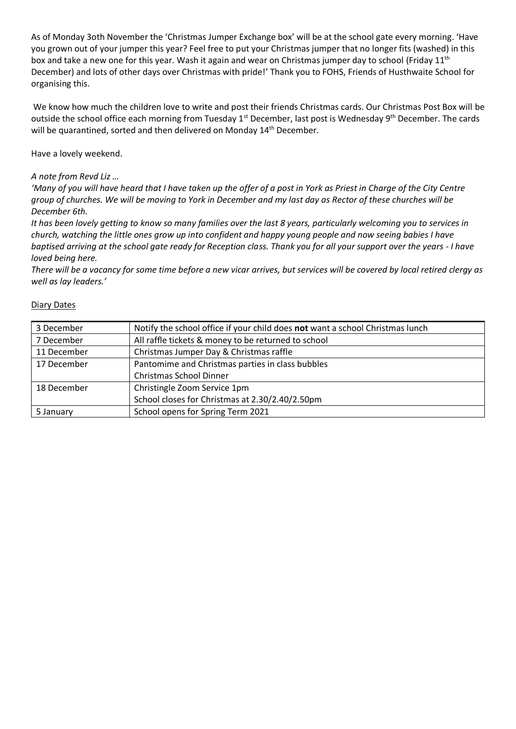As of Monday 3oth November the 'Christmas Jumper Exchange box' will be at the school gate every morning. 'Have you grown out of your jumper this year? Feel free to put your Christmas jumper that no longer fits (washed) in this box and take a new one for this year. Wash it again and wear on Christmas jumper day to school (Friday 11th December) and lots of other days over Christmas with pride!' Thank you to FOHS, Friends of Husthwaite School for organising this.

We know how much the children love to write and post their friends Christmas cards. Our Christmas Post Box will be outside the school office each morning from Tuesday 1st December, last post is Wednesday 9th December. The cards will be quarantined, sorted and then delivered on Monday 14th December.

Have a lovely weekend.

*A note from Revd Liz …*

*'Many of you will have heard that I have taken up the offer of a post in York as Priest in Charge of the City Centre group of churches. We will be moving to York in December and my last day as Rector of these churches will be December 6th.*

*It has been lovely getting to know so many families over the last 8 years, particularly welcoming you to services in church, watching the little ones grow up into confident and happy young people and now seeing babies I have baptised arriving at the school gate ready for Reception class. Thank you for all your support over the years - I have loved being here.*

*There will be a vacancy for some time before a new vicar arrives, but services will be covered by local retired clergy as well as lay leaders.'*

Diary Dates

| | |
|---|---|
| 3 December | Notify the school office if your child does **not** want a school Christmas lunch |
| 7 December | All raffle tickets & money to be returned to school |
| 11 December | Christmas Jumper Day & Christmas raffle |
| 17 December | Pantomime and Christmas parties in class bubbles<br>Christmas School Dinner |
| 18 December | Christingle Zoom Service 1pm<br>School closes for Christmas at 2.30/2.40/2.50pm |
| 5 January | School opens for Spring Term 2021 |